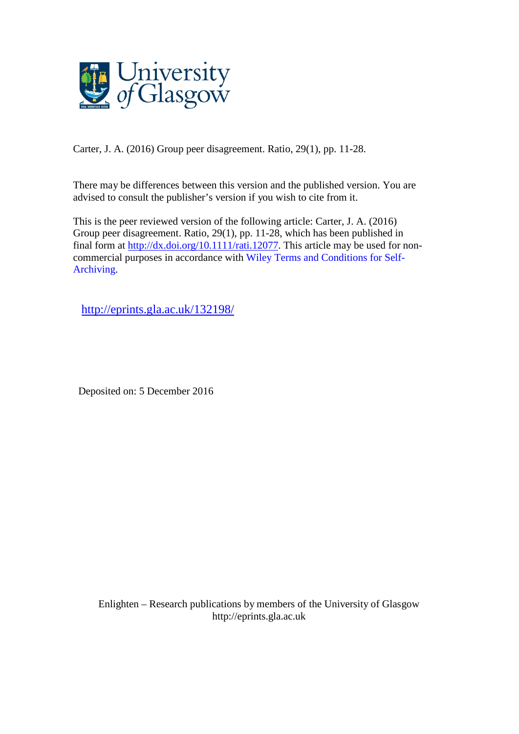Carter, J. A. (2016) Group peer disagreement. Ratio, 29(1), pp. 11-28.

There may be differences between this version and the published version. You are advised to consult the publisher's version if you wish to cite from it.

This is the peer reviewed version of the following article: Carter, J. A. (2016) Group peer disagreement. Ratio, 29(1), pp. 11-28, which has been published in final form at http://dx.doi.org/10.1111/rati.12077. This article may be used for non-commercial purposes in accordance with Wiley Terms and Conditions for Self-Archiving.

http://eprints.gla.ac.uk/132198/

Deposited on: 5 December 2016

Enlighten – Research publications by members of the University of Glasgow
http://eprints.gla.ac.uk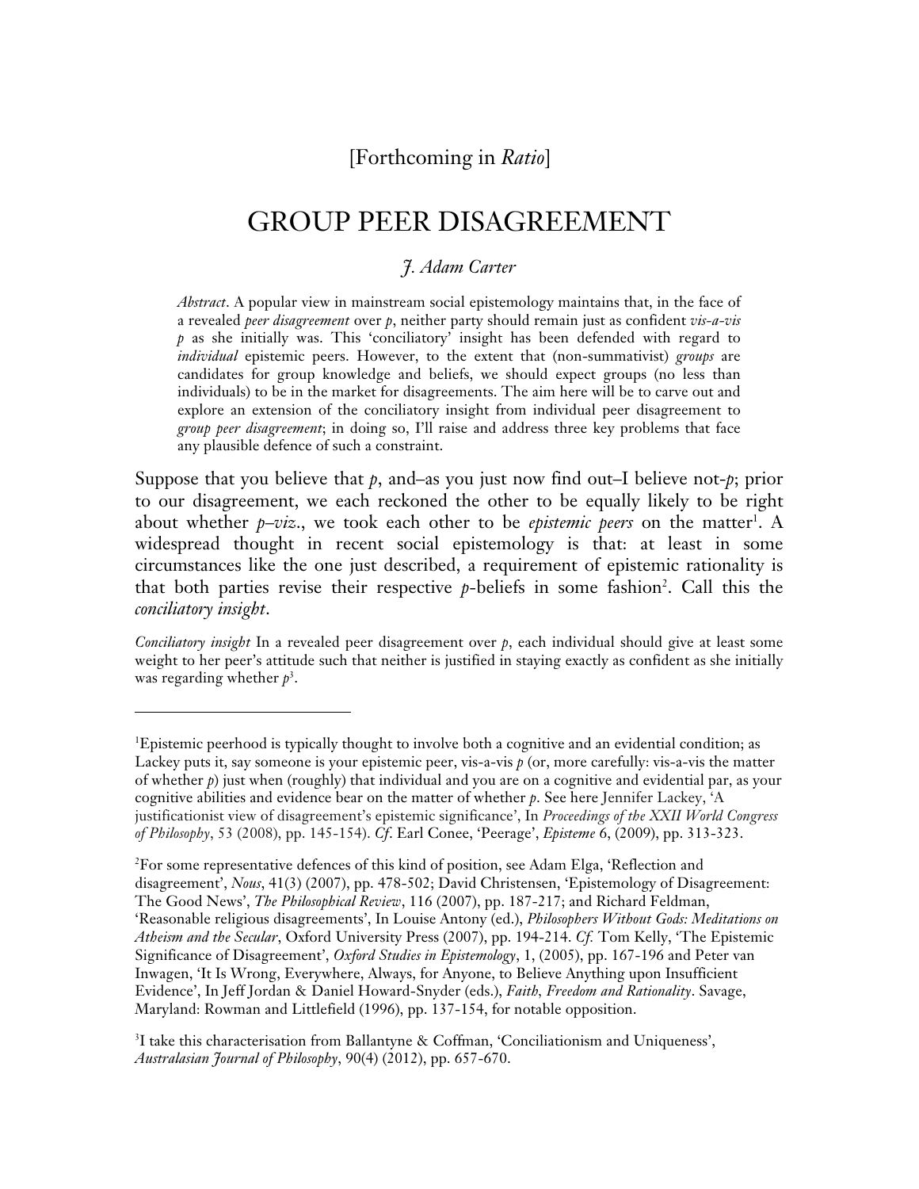[Forthcoming in *Ratio*]

# GROUP PEER DISAGREEMENT

*J. Adam Carter*

*Abstract*. A popular view in mainstream social epistemology maintains that, in the face of a revealed *peer disagreement* over *p*, neither party should remain just as confident *vis-a-vis p* as she initially was. This 'conciliatory' insight has been defended with regard to *individual* epistemic peers. However, to the extent that (non-summativist) *groups* are candidates for group knowledge and beliefs, we should expect groups (no less than individuals) to be in the market for disagreements. The aim here will be to carve out and explore an extension of the conciliatory insight from individual peer disagreement to *group peer disagreement*; in doing so, I'll raise and address three key problems that face any plausible defence of such a constraint.

Suppose that you believe that *p*, and–as you just now find out–I believe not-*p*; prior to our disagreement, we each reckoned the other to be equally likely to be right about whether *p*–*viz*., we took each other to be *epistemic peers* on the matter[1]. A widespread thought in recent social epistemology is that: at least in some circumstances like the one just described, a requirement of epistemic rationality is that both parties revise their respective *p*-beliefs in some fashion[2]. Call this the *conciliatory insight*.

*Conciliatory insight* In a revealed peer disagreement over *p*, each individual should give at least some weight to her peer's attitude such that neither is justified in staying exactly as confident as she initially was regarding whether *p*[3].

---

[1]Epistemic peerhood is typically thought to involve both a cognitive and an evidential condition; as Lackey puts it, say someone is your epistemic peer, vis-a-vis *p* (or, more carefully: vis-a-vis the matter of whether *p*) just when (roughly) that individual and you are on a cognitive and evidential par, as your cognitive abilities and evidence bear on the matter of whether *p*. See here Jennifer Lackey, 'A justificationist view of disagreement's epistemic significance', In *Proceedings of the XXII World Congress of Philosophy*, 53 (2008), pp. 145-154). *Cf*. Earl Conee, 'Peerage', *Episteme* 6, (2009), pp. 313-323.

[2]For some representative defences of this kind of position, see Adam Elga, 'Reflection and disagreement', *Nous*, 41(3) (2007), pp. 478-502; David Christensen, 'Epistemology of Disagreement: The Good News', *The Philosophical Review*, 116 (2007), pp. 187-217; and Richard Feldman, 'Reasonable religious disagreements', In Louise Antony (ed.), *Philosophers Without Gods: Meditations on Atheism and the Secular*, Oxford University Press (2007), pp. 194-214. *Cf.* Tom Kelly, 'The Epistemic Significance of Disagreement', *Oxford Studies in Epistemology*, 1, (2005), pp. 167-196 and Peter van Inwagen, 'It Is Wrong, Everywhere, Always, for Anyone, to Believe Anything upon Insufficient Evidence', In Jeff Jordan & Daniel Howard-Snyder (eds.), *Faith, Freedom and Rationality*. Savage, Maryland: Rowman and Littlefield (1996), pp. 137-154, for notable opposition.

[3]I take this characterisation from Ballantyne & Coffman, 'Conciliationism and Uniqueness', *Australasian Journal of Philosophy*, 90(4) (2012), pp. 657-670.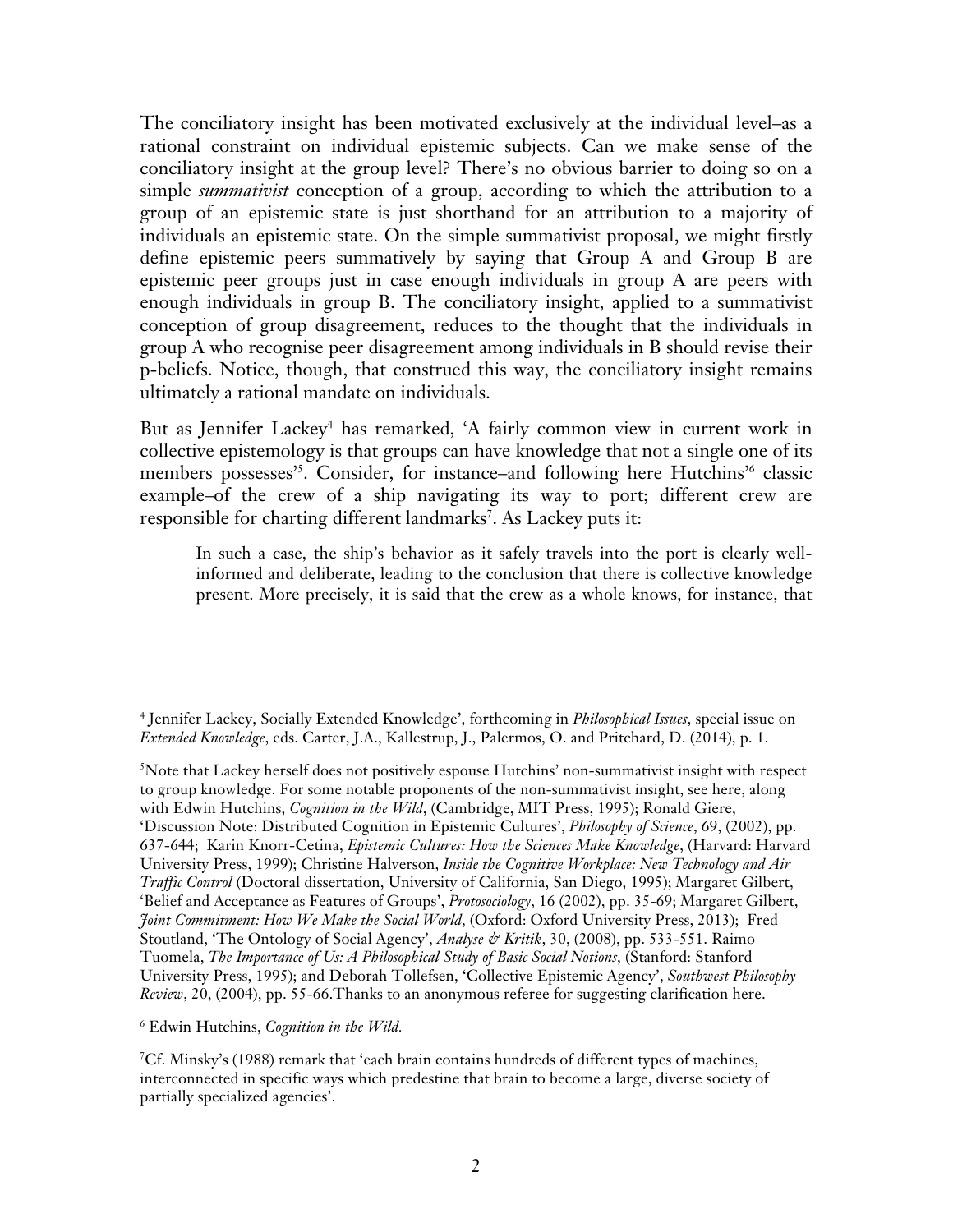The conciliatory insight has been motivated exclusively at the individual level–as a rational constraint on individual epistemic subjects. Can we make sense of the conciliatory insight at the group level? There's no obvious barrier to doing so on a simple *summativist* conception of a group, according to which the attribution to a group of an epistemic state is just shorthand for an attribution to a majority of individuals an epistemic state. On the simple summativist proposal, we might firstly define epistemic peers summatively by saying that Group A and Group B are epistemic peer groups just in case enough individuals in group A are peers with enough individuals in group B. The conciliatory insight, applied to a summativist conception of group disagreement, reduces to the thought that the individuals in group A who recognise peer disagreement among individuals in B should revise their p-beliefs. Notice, though, that construed this way, the conciliatory insight remains ultimately a rational mandate on individuals.

But as Jennifer Lackey[4] has remarked, 'A fairly common view in current work in collective epistemology is that groups can have knowledge that not a single one of its members possesses'[5]. Consider, for instance–and following here Hutchins'[6] classic example–of the crew of a ship navigating its way to port; different crew are responsible for charting different landmarks[7]. As Lackey puts it:

> In such a case, the ship's behavior as it safely travels into the port is clearly well-informed and deliberate, leading to the conclusion that there is collective knowledge present. More precisely, it is said that the crew as a whole knows, for instance, that

---

[4] Jennifer Lackey, Socially Extended Knowledge', forthcoming in *Philosophical Issues*, special issue on *Extended Knowledge*, eds. Carter, J.A., Kallestrup, J., Palermos, O. and Pritchard, D. (2014), p. 1.

[5] Note that Lackey herself does not positively espouse Hutchins' non-summativist insight with respect to group knowledge. For some notable proponents of the non-summativist insight, see here, along with Edwin Hutchins, *Cognition in the Wild*, (Cambridge, MIT Press, 1995); Ronald Giere, 'Discussion Note: Distributed Cognition in Epistemic Cultures', *Philosophy of Science*, 69, (2002), pp. 637-644; Karin Knorr-Cetina, *Epistemic Cultures: How the Sciences Make Knowledge*, (Harvard: Harvard University Press, 1999); Christine Halverson, *Inside the Cognitive Workplace: New Technology and Air Traffic Control* (Doctoral dissertation, University of California, San Diego, 1995); Margaret Gilbert, 'Belief and Acceptance as Features of Groups', *Protosociology*, 16 (2002), pp. 35-69; Margaret Gilbert, *Joint Commitment: How We Make the Social World*, (Oxford: Oxford University Press, 2013); Fred Stoutland, 'The Ontology of Social Agency', *Analyse & Kritik*, 30, (2008), pp. 533-551. Raimo Tuomela, *The Importance of Us: A Philosophical Study of Basic Social Notions*, (Stanford: Stanford University Press, 1995); and Deborah Tollefsen, 'Collective Epistemic Agency', *Southwest Philosophy Review*, 20, (2004), pp. 55-66.Thanks to an anonymous referee for suggesting clarification here.

[6] Edwin Hutchins, *Cognition in the Wild.*

[7] Cf. Minsky's (1988) remark that 'each brain contains hundreds of different types of machines, interconnected in specific ways which predestine that brain to become a large, diverse society of partially specialized agencies'.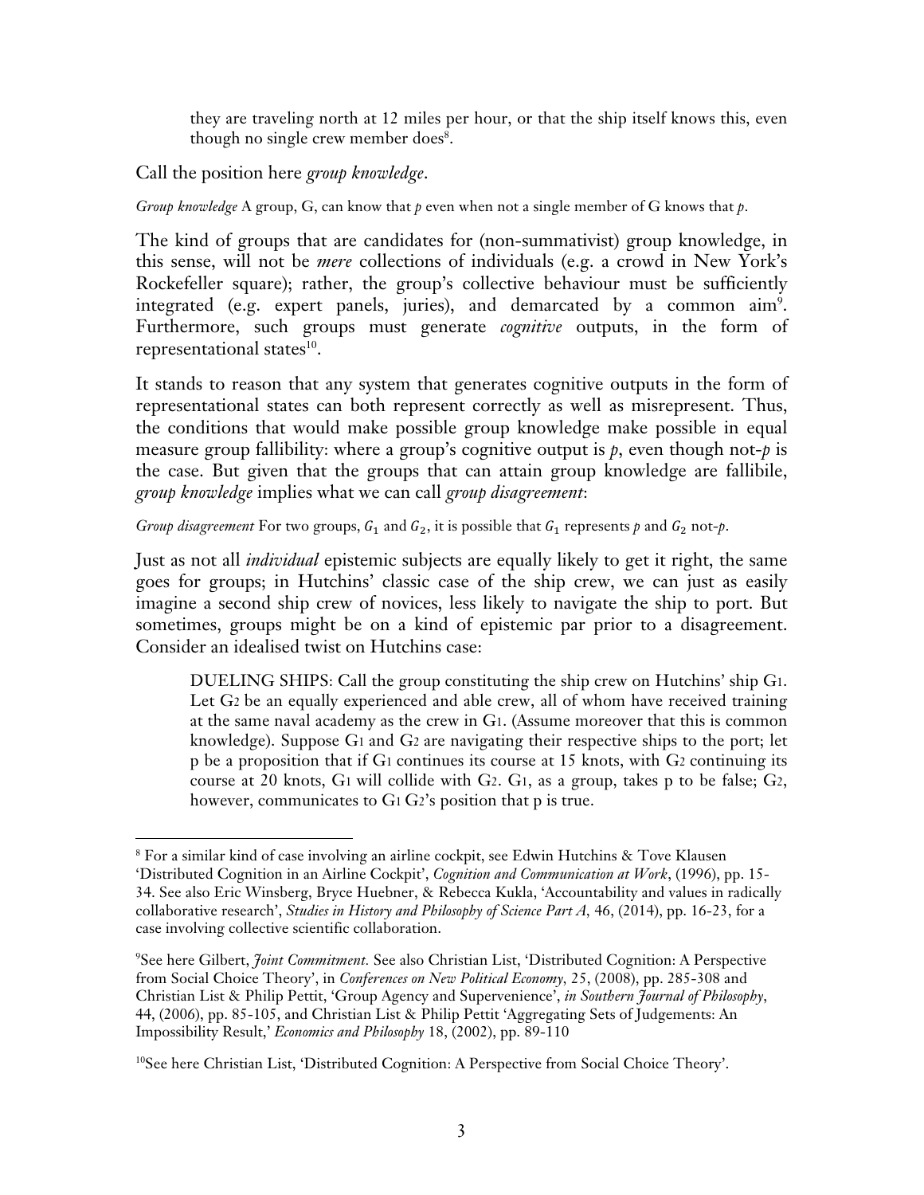> they are traveling north at 12 miles per hour, or that the ship itself knows this, even though no single crew member does[8].

Call the position here *group knowledge*.

*Group knowledge* A group, G, can know that *p* even when not a single member of G knows that *p*.

The kind of groups that are candidates for (non-summativist) group knowledge, in this sense, will not be *mere* collections of individuals (e.g. a crowd in New York's Rockefeller square); rather, the group's collective behaviour must be sufficiently integrated (e.g. expert panels, juries), and demarcated by a common aim[9]. Furthermore, such groups must generate *cognitive* outputs, in the form of representational states[10].

It stands to reason that any system that generates cognitive outputs in the form of representational states can both represent correctly as well as misrepresent. Thus, the conditions that would make possible group knowledge make possible in equal measure group fallibility: where a group's cognitive output is *p*, even though not-*p* is the case. But given that the groups that can attain group knowledge are fallibile, *group knowledge* implies what we can call *group disagreement*:

*Group disagreement* For two groups, $G_1$ and $G_2$, it is possible that $G_1$ represents *p* and $G_2$ not-*p*.

Just as not all *individual* epistemic subjects are equally likely to get it right, the same goes for groups; in Hutchins' classic case of the ship crew, we can just as easily imagine a second ship crew of novices, less likely to navigate the ship to port. But sometimes, groups might be on a kind of epistemic par prior to a disagreement. Consider an idealised twist on Hutchins case:

> DUELING SHIPS: Call the group constituting the ship crew on Hutchins' ship $G_1$. Let $G_2$ be an equally experienced and able crew, all of whom have received training at the same naval academy as the crew in $G_1$. (Assume moreover that this is common knowledge). Suppose $G_1$ and $G_2$ are navigating their respective ships to the port; let p be a proposition that if $G_1$ continues its course at 15 knots, with $G_2$ continuing its course at 20 knots, $G_1$ will collide with $G_2$. $G_1$, as a group, takes p to be false; $G_2$, however, communicates to $G_1$ $G_2$'s position that p is true.

---

[8] For a similar kind of case involving an airline cockpit, see Edwin Hutchins & Tove Klausen 'Distributed Cognition in an Airline Cockpit', *Cognition and Communication at Work*, (1996), pp. 15-34. See also Eric Winsberg, Bryce Huebner, & Rebecca Kukla, 'Accountability and values in radically collaborative research', *Studies in History and Philosophy of Science Part A*, 46, (2014), pp. 16-23, for a case involving collective scientific collaboration.

[9] See here Gilbert, *Joint Commitment*. See also Christian List, 'Distributed Cognition: A Perspective from Social Choice Theory', in *Conferences on New Political Economy*, 25, (2008), pp. 285-308 and Christian List & Philip Pettit, 'Group Agency and Supervenience', *in Southern Journal of Philosophy*, 44, (2006), pp. 85-105, and Christian List & Philip Pettit 'Aggregating Sets of Judgements: An Impossibility Result,' *Economics and Philosophy* 18, (2002), pp. 89-110

[10] See here Christian List, 'Distributed Cognition: A Perspective from Social Choice Theory'.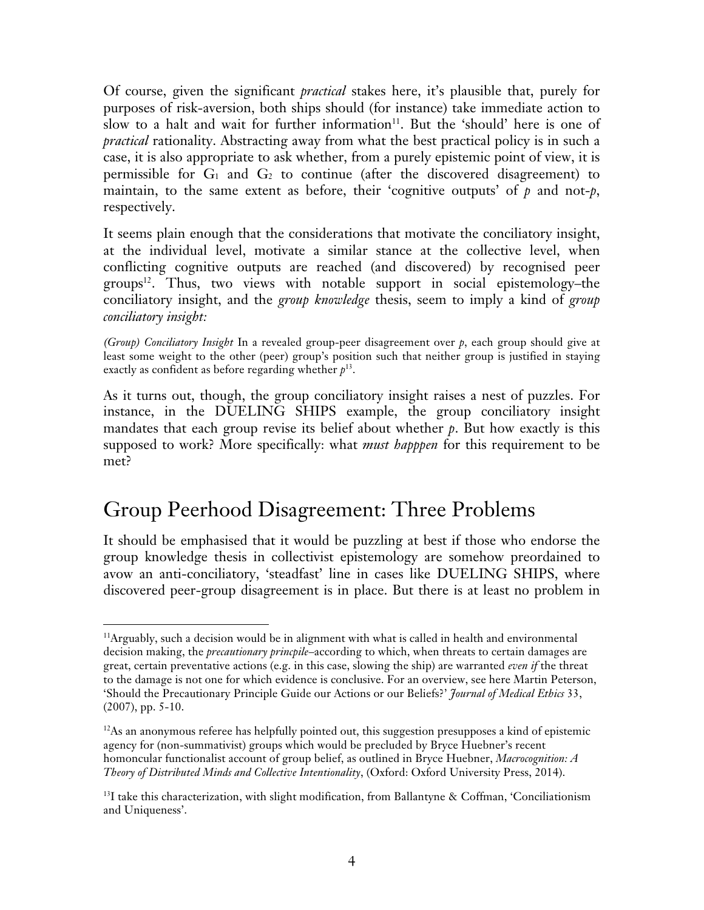Of course, given the significant *practical* stakes here, it's plausible that, purely for purposes of risk-aversion, both ships should (for instance) take immediate action to slow to a halt and wait for further information[11]. But the 'should' here is one of *practical* rationality. Abstracting away from what the best practical policy is in such a case, it is also appropriate to ask whether, from a purely epistemic point of view, it is permissible for $G_1$ and $G_2$ to continue (after the discovered disagreement) to maintain, to the same extent as before, their 'cognitive outputs' of *p* and not-*p*, respectively.

It seems plain enough that the considerations that motivate the conciliatory insight, at the individual level, motivate a similar stance at the collective level, when conflicting cognitive outputs are reached (and discovered) by recognised peer groups[12]. Thus, two views with notable support in social epistemology–the conciliatory insight, and the *group knowledge* thesis, seem to imply a kind of *group conciliatory insight:*

*(Group) Conciliatory Insight* In a revealed group-peer disagreement over *p*, each group should give at least some weight to the other (peer) group's position such that neither group is justified in staying exactly as confident as before regarding whether *p*[13].

As it turns out, though, the group conciliatory insight raises a nest of puzzles. For instance, in the DUELING SHIPS example, the group conciliatory insight mandates that each group revise its belief about whether *p*. But how exactly is this supposed to work? More specifically: what *must happpen* for this requirement to be met?

# Group Peerhood Disagreement: Three Problems

It should be emphasised that it would be puzzling at best if those who endorse the group knowledge thesis in collectivist epistemology are somehow preordained to avow an anti-conciliatory, 'steadfast' line in cases like DUELING SHIPS, where discovered peer-group disagreement is in place. But there is at least no problem in

---

[11]Arguably, such a decision would be in alignment with what is called in health and environmental decision making, the *precautionary princpile*–according to which, when threats to certain damages are great, certain preventative actions (e.g. in this case, slowing the ship) are warranted *even if* the threat to the damage is not one for which evidence is conclusive. For an overview, see here Martin Peterson, 'Should the Precautionary Principle Guide our Actions or our Beliefs?' *Journal of Medical Ethics* 33, (2007), pp. 5-10.

[12]As an anonymous referee has helpfully pointed out, this suggestion presupposes a kind of epistemic agency for (non-summativist) groups which would be precluded by Bryce Huebner's recent homoncular functionalist account of group belief, as outlined in Bryce Huebner, *Macrocognition: A Theory of Distributed Minds and Collective Intentionality*, (Oxford: Oxford University Press, 2014).

[13]I take this characterization, with slight modification, from Ballantyne & Coffman, 'Conciliationism and Uniqueness'.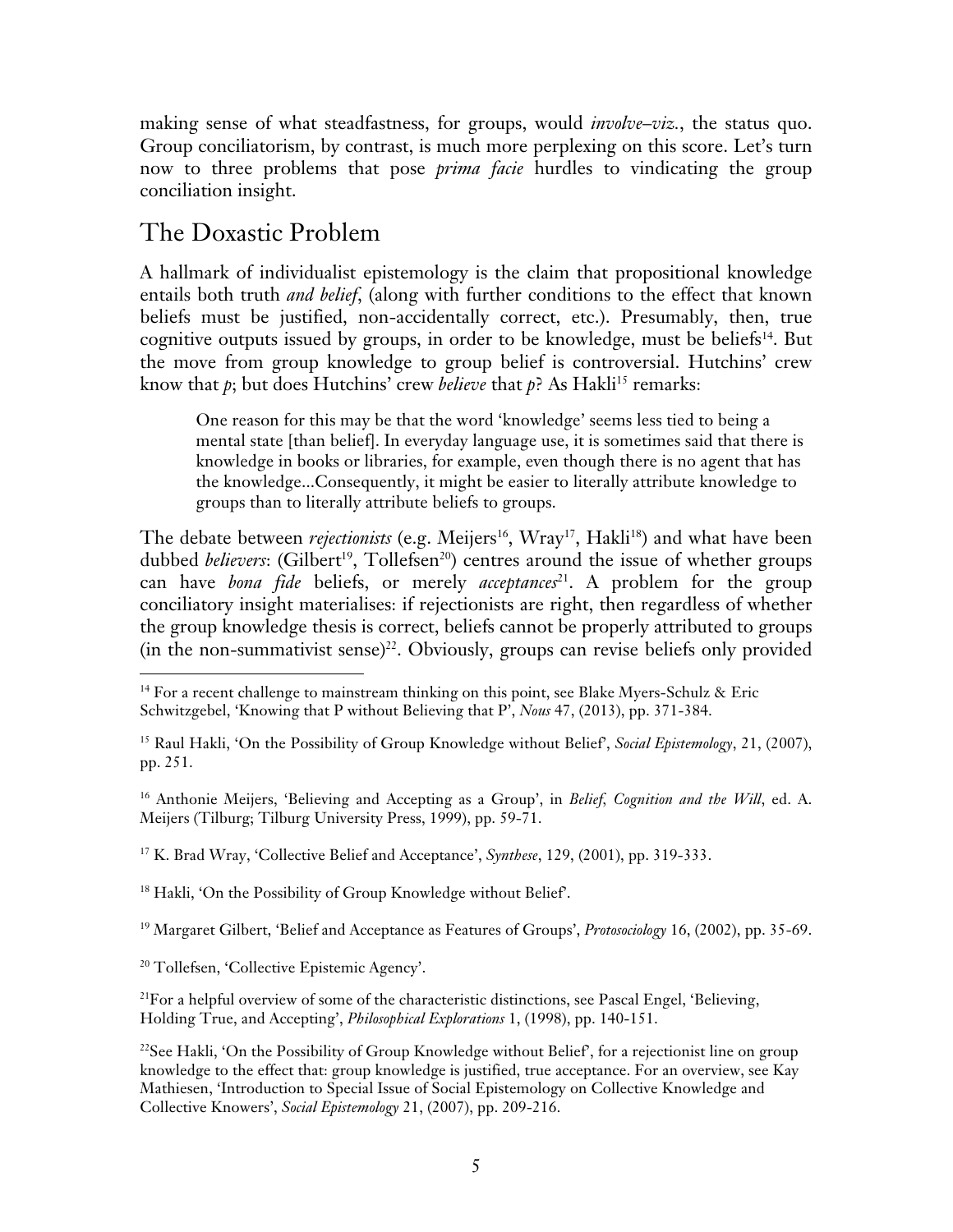making sense of what steadfastness, for groups, would *involve–viz.*, the status quo. Group conciliatorism, by contrast, is much more perplexing on this score. Let's turn now to three problems that pose *prima facie* hurdles to vindicating the group conciliation insight.

## The Doxastic Problem

A hallmark of individualist epistemology is the claim that propositional knowledge entails both truth *and belief*, (along with further conditions to the effect that known beliefs must be justified, non-accidentally correct, etc.). Presumably, then, true cognitive outputs issued by groups, in order to be knowledge, must be beliefs[14]. But the move from group knowledge to group belief is controversial. Hutchins' crew know that *p*; but does Hutchins' crew *believe* that *p*? As Hakli[15] remarks:

> One reason for this may be that the word 'knowledge' seems less tied to being a mental state [than belief]. In everyday language use, it is sometimes said that there is knowledge in books or libraries, for example, even though there is no agent that has the knowledge...Consequently, it might be easier to literally attribute knowledge to groups than to literally attribute beliefs to groups.

The debate between *rejectionists* (e.g. Meijers[16], Wray[17], Hakli[18]) and what have been dubbed *believers*: (Gilbert[19], Tollefsen[20]) centres around the issue of whether groups can have *bona fide* beliefs, or merely *acceptances*[21]. A problem for the group conciliatory insight materialises: if rejectionists are right, then regardless of whether the group knowledge thesis is correct, beliefs cannot be properly attributed to groups (in the non-summativist sense)[22]. Obviously, groups can revise beliefs only provided

---

[14] For a recent challenge to mainstream thinking on this point, see Blake Myers-Schulz & Eric Schwitzgebel, 'Knowing that P without Believing that P', *Nous* 47, (2013), pp. 371-384.

[15] Raul Hakli, 'On the Possibility of Group Knowledge without Belief', *Social Epistemology*, 21, (2007), pp. 251.

[16] Anthonie Meijers, 'Believing and Accepting as a Group', in *Belief, Cognition and the Will*, ed. A. Meijers (Tilburg; Tilburg University Press, 1999), pp. 59-71.

[17] K. Brad Wray, 'Collective Belief and Acceptance', *Synthese*, 129, (2001), pp. 319-333.

[18] Hakli, 'On the Possibility of Group Knowledge without Belief'.

[19] Margaret Gilbert, 'Belief and Acceptance as Features of Groups', *Protosociology* 16, (2002), pp. 35-69.

[20] Tollefsen, 'Collective Epistemic Agency'.

[21] For a helpful overview of some of the characteristic distinctions, see Pascal Engel, 'Believing, Holding True, and Accepting', *Philosophical Explorations* 1, (1998), pp. 140-151.

[22] See Hakli, 'On the Possibility of Group Knowledge without Belief', for a rejectionist line on group knowledge to the effect that: group knowledge is justified, true acceptance. For an overview, see Kay Mathiesen, 'Introduction to Special Issue of Social Epistemology on Collective Knowledge and Collective Knowers', *Social Epistemology* 21, (2007), pp. 209-216.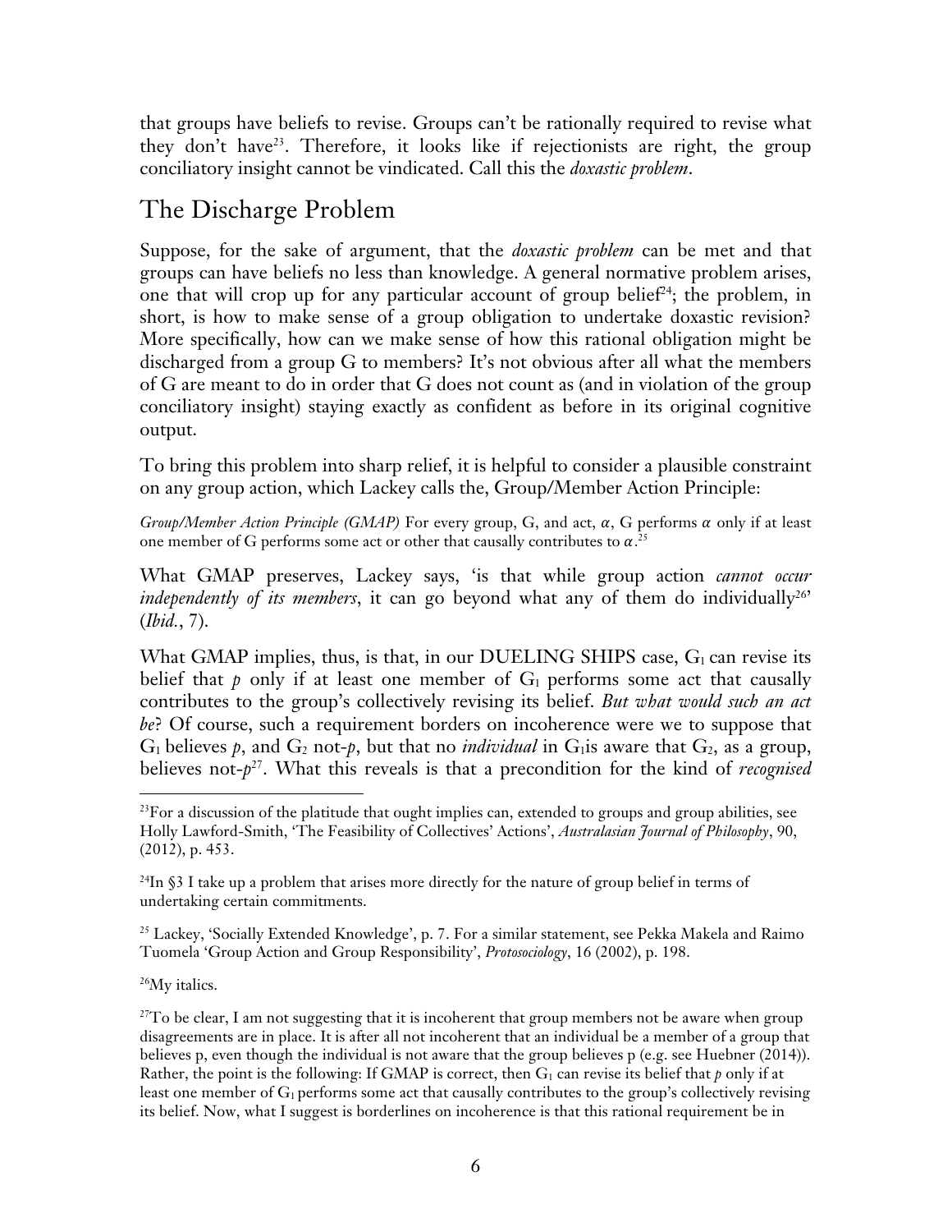that groups have beliefs to revise. Groups can't be rationally required to revise what they don't have[23]. Therefore, it looks like if rejectionists are right, the group conciliatory insight cannot be vindicated. Call this the *doxastic problem*.

## The Discharge Problem

Suppose, for the sake of argument, that the *doxastic problem* can be met and that groups can have beliefs no less than knowledge. A general normative problem arises, one that will crop up for any particular account of group belief[24]; the problem, in short, is how to make sense of a group obligation to undertake doxastic revision? More specifically, how can we make sense of how this rational obligation might be discharged from a group G to members? It's not obvious after all what the members of G are meant to do in order that G does not count as (and in violation of the group conciliatory insight) staying exactly as confident as before in its original cognitive output.

To bring this problem into sharp relief, it is helpful to consider a plausible constraint on any group action, which Lackey calls the, Group/Member Action Principle:

*Group/Member Action Principle (GMAP)* For every group, G, and act, $\alpha$, G performs $\alpha$ only if at least one member of G performs some act or other that causally contributes to $\alpha$.[25]

What GMAP preserves, Lackey says, 'is that while group action *cannot occur independently of its members*, it can go beyond what any of them do individually[26]' (*Ibid.*, 7).

What GMAP implies, thus, is that, in our DUELING SHIPS case, $G_1$ can revise its belief that *p* only if at least one member of $G_1$ performs some act that causally contributes to the group's collectively revising its belief. *But what would such an act be*? Of course, such a requirement borders on incoherence were we to suppose that $G_1$ believes *p*, and $G_2$ not-*p*, but that no *individual* in $G_1$is aware that $G_2$, as a group, believes not-*p*[27]. What this reveals is that a precondition for the kind of *recognised*

---

[23]For a discussion of the platitude that ought implies can, extended to groups and group abilities, see Holly Lawford-Smith, 'The Feasibility of Collectives' Actions', *Australasian Journal of Philosophy*, 90, (2012), p. 453.

[24]In §3 I take up a problem that arises more directly for the nature of group belief in terms of undertaking certain commitments.

[25] Lackey, 'Socially Extended Knowledge', p. 7. For a similar statement, see Pekka Makela and Raimo Tuomela 'Group Action and Group Responsibility', *Protosociology*, 16 (2002), p. 198.

[26]My italics.

[27]To be clear, I am not suggesting that it is incoherent that group members not be aware when group disagreements are in place. It is after all not incoherent that an individual be a member of a group that believes p, even though the individual is not aware that the group believes p (e.g. see Huebner (2014)). Rather, the point is the following: If GMAP is correct, then $G_1$ can revise its belief that *p* only if at least one member of $G_1$ performs some act that causally contributes to the group's collectively revising its belief. Now, what I suggest is borderlines on incoherence is that this rational requirement be in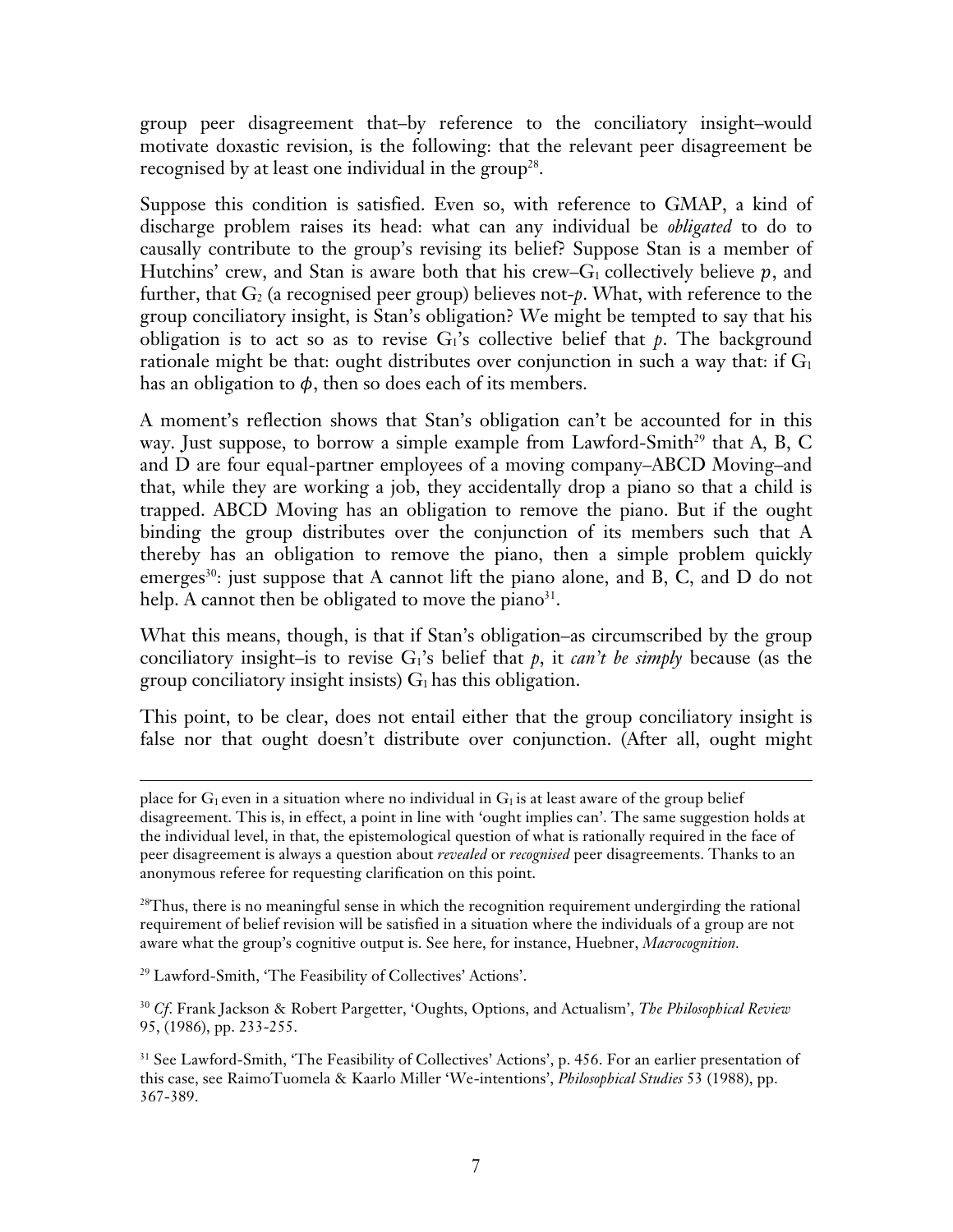group peer disagreement that–by reference to the conciliatory insight–would motivate doxastic revision, is the following: that the relevant peer disagreement be recognised by at least one individual in the group[28].

Suppose this condition is satisfied. Even so, with reference to GMAP, a kind of discharge problem raises its head: what can any individual be *obligated* to do to causally contribute to the group's revising its belief? Suppose Stan is a member of Hutchins' crew, and Stan is aware both that his crew–$G_1$ collectively believe $p$, and further, that $G_2$ (a recognised peer group) believes not-$p$. What, with reference to the group conciliatory insight, is Stan's obligation? We might be tempted to say that his obligation is to act so as to revise $G_1$'s collective belief that $p$. The background rationale might be that: ought distributes over conjunction in such a way that: if $G_1$ has an obligation to $\phi$, then so does each of its members.

A moment's reflection shows that Stan's obligation can't be accounted for in this way. Just suppose, to borrow a simple example from Lawford-Smith[29] that A, B, C and D are four equal-partner employees of a moving company–ABCD Moving–and that, while they are working a job, they accidentally drop a piano so that a child is trapped. ABCD Moving has an obligation to remove the piano. But if the ought binding the group distributes over the conjunction of its members such that A thereby has an obligation to remove the piano, then a simple problem quickly emerges[30]: just suppose that A cannot lift the piano alone, and B, C, and D do not help. A cannot then be obligated to move the piano[31].

What this means, though, is that if Stan's obligation–as circumscribed by the group conciliatory insight–is to revise $G_1$'s belief that $p$, it *can't be simply* because (as the group conciliatory insight insists) $G_1$ has this obligation.

This point, to be clear, does not entail either that the group conciliatory insight is false nor that ought doesn't distribute over conjunction. (After all, ought might

---

place for $G_1$ even in a situation where no individual in $G_1$ is at least aware of the group belief disagreement. This is, in effect, a point in line with 'ought implies can'. The same suggestion holds at the individual level, in that, the epistemological question of what is rationally required in the face of peer disagreement is always a question about *revealed* or *recognised* peer disagreements. Thanks to an anonymous referee for requesting clarification on this point.

[28]Thus, there is no meaningful sense in which the recognition requirement undergirding the rational requirement of belief revision will be satisfied in a situation where the individuals of a group are not aware what the group's cognitive output is. See here, for instance, Huebner, *Macrocognition*.

[29] Lawford-Smith, 'The Feasibility of Collectives' Actions'.

[30] *Cf.* Frank Jackson & Robert Pargetter, 'Oughts, Options, and Actualism', *The Philosophical Review* 95, (1986), pp. 233-255.

[31] See Lawford-Smith, 'The Feasibility of Collectives' Actions', p. 456. For an earlier presentation of this case, see RaimoTuomela & Kaarlo Miller 'We-intentions', *Philosophical Studies* 53 (1988), pp. 367-389.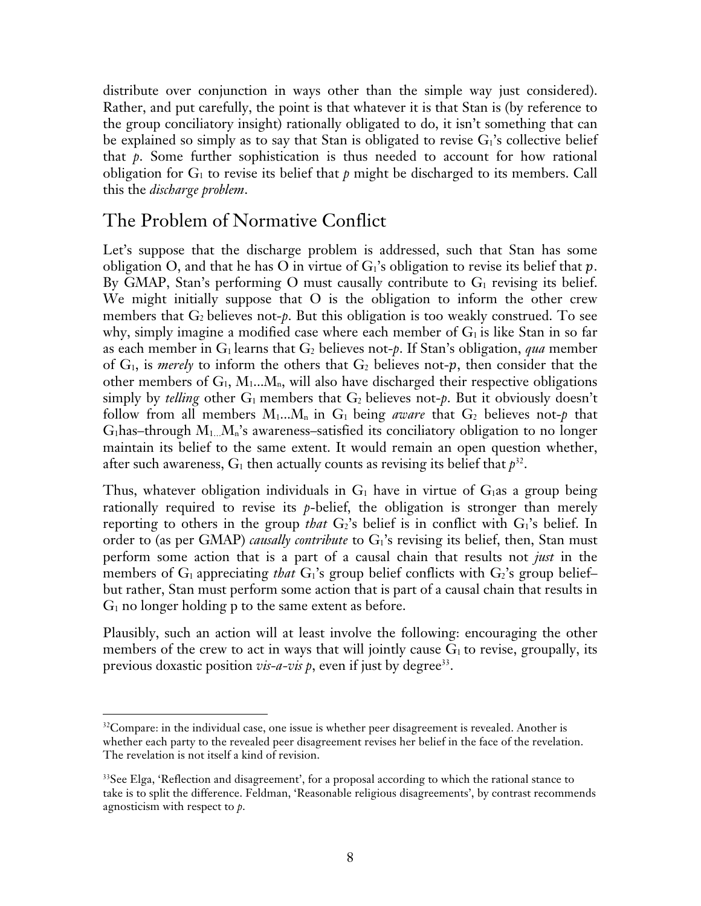distribute over conjunction in ways other than the simple way just considered). Rather, and put carefully, the point is that whatever it is that Stan is (by reference to the group conciliatory insight) rationally obligated to do, it isn't something that can be explained so simply as to say that Stan is obligated to revise $G_1$'s collective belief that *p*. Some further sophistication is thus needed to account for how rational obligation for $G_1$ to revise its belief that *p* might be discharged to its members. Call this the *discharge problem*.

## The Problem of Normative Conflict

Let's suppose that the discharge problem is addressed, such that Stan has some obligation O, and that he has O in virtue of $G_1$'s obligation to revise its belief that *p*. By GMAP, Stan's performing O must causally contribute to $G_1$ revising its belief. We might initially suppose that O is the obligation to inform the other crew members that $G_2$ believes not-*p*. But this obligation is too weakly construed. To see why, simply imagine a modified case where each member of $G_1$ is like Stan in so far as each member in $G_1$ learns that $G_2$ believes not-*p*. If Stan's obligation, *qua* member of $G_1$, is *merely* to inform the others that $G_2$ believes not-*p*, then consider that the other members of $G_1$, $M_1 ... M_n$, will also have discharged their respective obligations simply by *telling* other $G_1$ members that $G_2$ believes not-*p*. But it obviously doesn't follow from all members $M_1 ... M_n$ in $G_1$ being *aware* that $G_2$ believes not-*p* that $G_1$has–through $M_{1...}M_n$'s awareness–satisfied its conciliatory obligation to no longer maintain its belief to the same extent. It would remain an open question whether, after such awareness, $G_1$ then actually counts as revising its belief that *p*[32].

Thus, whatever obligation individuals in $G_1$ have in virtue of $G_1$as a group being rationally required to revise its *p*-belief, the obligation is stronger than merely reporting to others in the group *that* $G_2$'s belief is in conflict with $G_1$'s belief. In order to (as per GMAP) *causally contribute* to $G_1$'s revising its belief, then, Stan must perform some action that is a part of a causal chain that results not *just* in the members of $G_1$ appreciating *that* $G_1$'s group belief conflicts with $G_2$'s group belief–but rather, Stan must perform some action that is part of a causal chain that results in $G_1$ no longer holding p to the same extent as before.

Plausibly, such an action will at least involve the following: encouraging the other members of the crew to act in ways that will jointly cause $G_1$ to revise, groupally, its previous doxastic position *vis-a-vis p*, even if just by degree[33].

---

[32]Compare: in the individual case, one issue is whether peer disagreement is revealed. Another is whether each party to the revealed peer disagreement revises her belief in the face of the revelation. The revelation is not itself a kind of revision.

[33]See Elga, 'Reflection and disagreement', for a proposal according to which the rational stance to take is to split the difference. Feldman, 'Reasonable religious disagreements', by contrast recommends agnosticism with respect to *p*.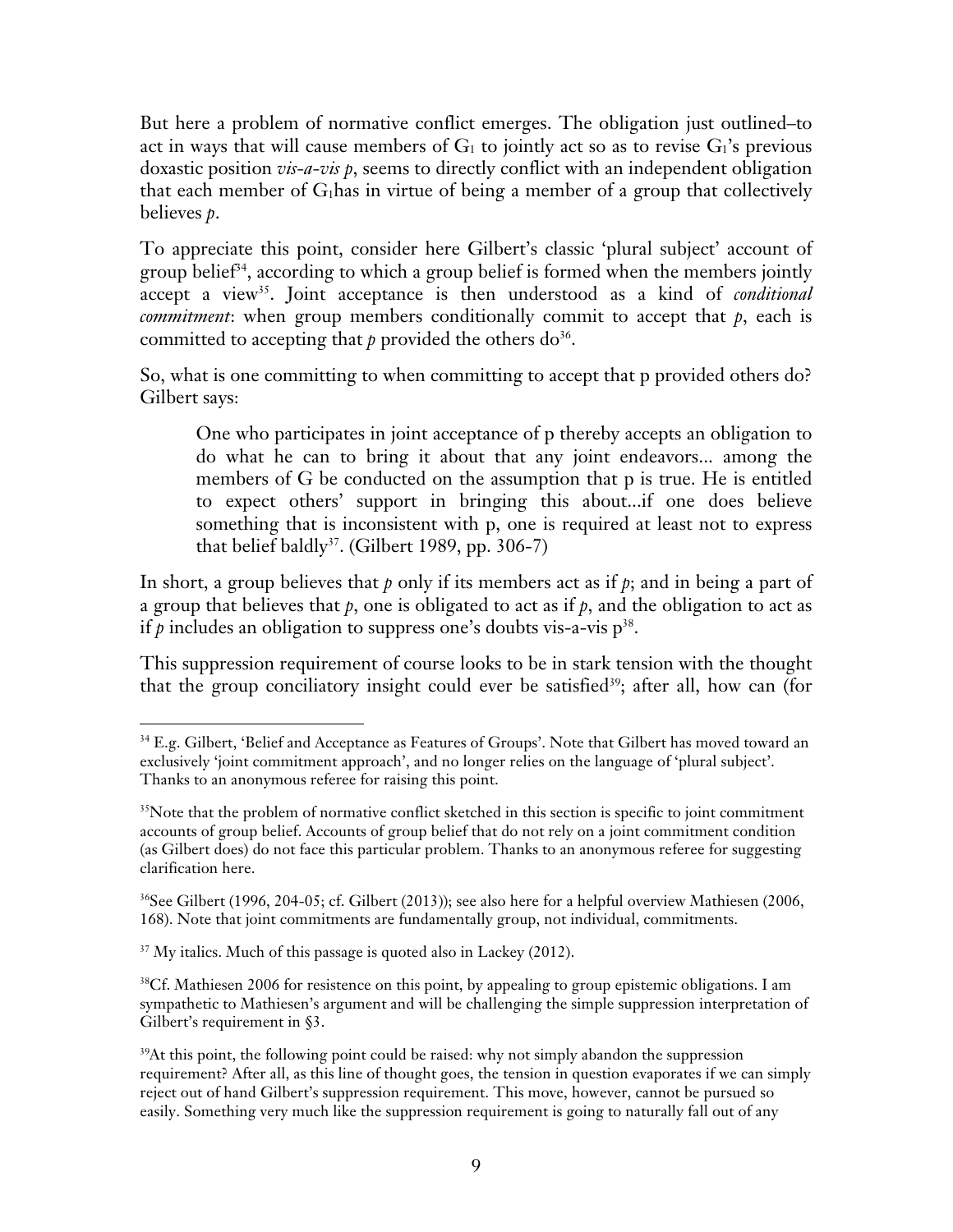But here a problem of normative conflict emerges. The obligation just outlined–to act in ways that will cause members of $G_1$ to jointly act so as to revise $G_1$'s previous doxastic position *vis-a-vis p*, seems to directly conflict with an independent obligation that each member of $G_1$has in virtue of being a member of a group that collectively believes *p*.

To appreciate this point, consider here Gilbert's classic 'plural subject' account of group belief[34], according to which a group belief is formed when the members jointly accept a view[35]. Joint acceptance is then understood as a kind of *conditional commitment*: when group members conditionally commit to accept that *p*, each is committed to accepting that *p* provided the others do[36].

So, what is one committing to when committing to accept that p provided others do? Gilbert says:

> One who participates in joint acceptance of p thereby accepts an obligation to do what he can to bring it about that any joint endeavors... among the members of G be conducted on the assumption that p is true. He is entitled to expect others' support in bringing this about...if one does believe something that is inconsistent with p, one is required at least not to express that belief baldly[37]. (Gilbert 1989, pp. 306-7)

In short, a group believes that *p* only if its members act as if *p*; and in being a part of a group that believes that *p*, one is obligated to act as if *p*, and the obligation to act as if *p* includes an obligation to suppress one's doubts vis-a-vis p[38].

This suppression requirement of course looks to be in stark tension with the thought that the group conciliatory insight could ever be satisfied[39]; after all, how can (for

---

[34] E.g. Gilbert, 'Belief and Acceptance as Features of Groups'. Note that Gilbert has moved toward an exclusively 'joint commitment approach', and no longer relies on the language of 'plural subject'. Thanks to an anonymous referee for raising this point.

[35]Note that the problem of normative conflict sketched in this section is specific to joint commitment accounts of group belief. Accounts of group belief that do not rely on a joint commitment condition (as Gilbert does) do not face this particular problem. Thanks to an anonymous referee for suggesting clarification here.

[36]See Gilbert (1996, 204-05; cf. Gilbert (2013)); see also here for a helpful overview Mathiesen (2006, 168). Note that joint commitments are fundamentally group, not individual, commitments.

[37] My italics. Much of this passage is quoted also in Lackey (2012).

[38]Cf. Mathiesen 2006 for resistence on this point, by appealing to group epistemic obligations. I am sympathetic to Mathiesen's argument and will be challenging the simple suppression interpretation of Gilbert's requirement in §3.

[39]At this point, the following point could be raised: why not simply abandon the suppression requirement? After all, as this line of thought goes, the tension in question evaporates if we can simply reject out of hand Gilbert's suppression requirement. This move, however, cannot be pursued so easily. Something very much like the suppression requirement is going to naturally fall out of any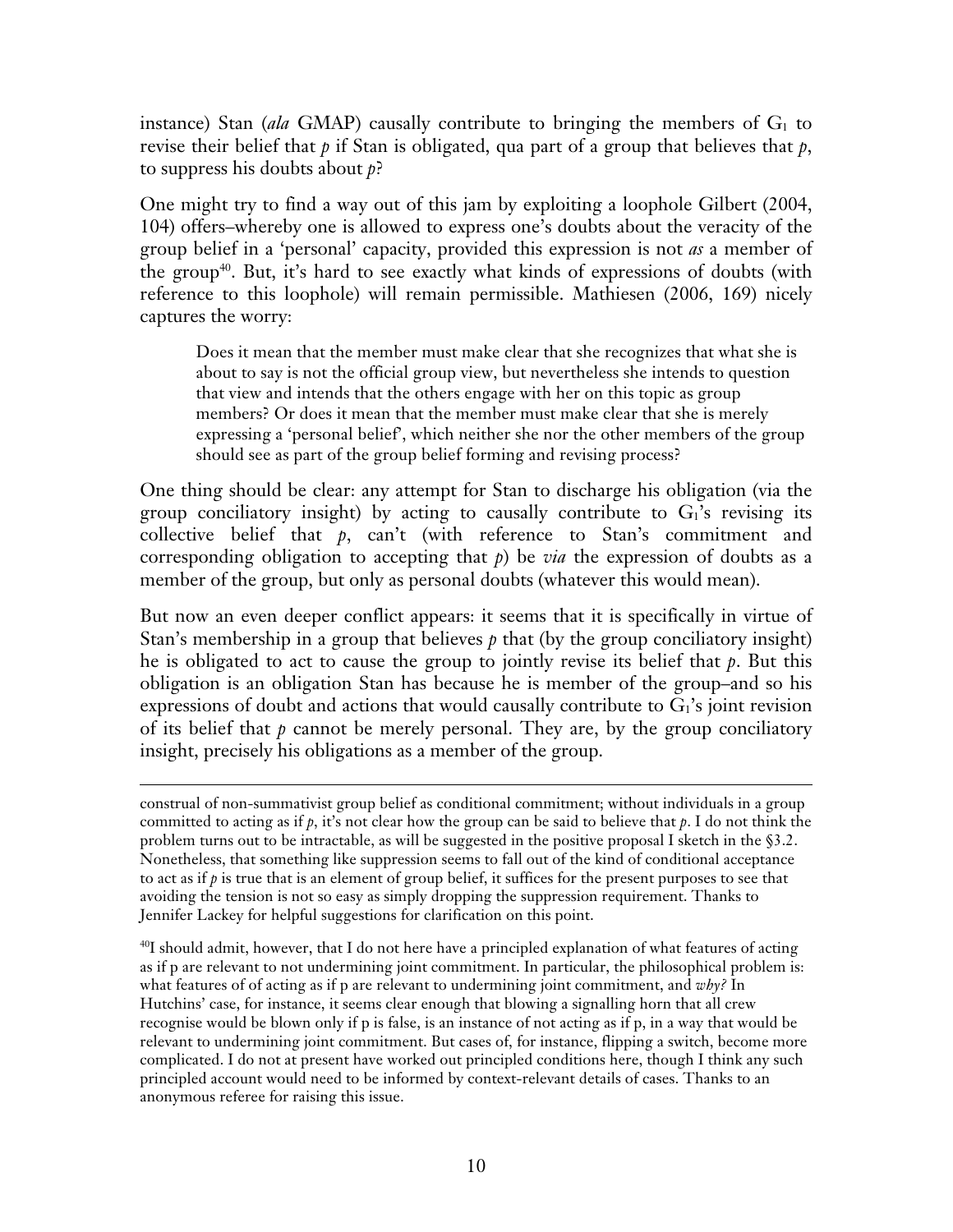instance) Stan (*ala* GMAP) causally contribute to bringing the members of $G_1$ to revise their belief that *p* if Stan is obligated, qua part of a group that believes that *p*, to suppress his doubts about *p*?

One might try to find a way out of this jam by exploiting a loophole Gilbert (2004, 104) offers–whereby one is allowed to express one's doubts about the veracity of the group belief in a 'personal' capacity, provided this expression is not *as* a member of the group[40]. But, it's hard to see exactly what kinds of expressions of doubts (with reference to this loophole) will remain permissible. Mathiesen (2006, 169) nicely captures the worry:

> Does it mean that the member must make clear that she recognizes that what she is about to say is not the official group view, but nevertheless she intends to question that view and intends that the others engage with her on this topic as group members? Or does it mean that the member must make clear that she is merely expressing a 'personal belief', which neither she nor the other members of the group should see as part of the group belief forming and revising process?

One thing should be clear: any attempt for Stan to discharge his obligation (via the group conciliatory insight) by acting to causally contribute to $G_1$'s revising its collective belief that *p*, can't (with reference to Stan's commitment and corresponding obligation to accepting that *p*) be *via* the expression of doubts as a member of the group, but only as personal doubts (whatever this would mean).

But now an even deeper conflict appears: it seems that it is specifically in virtue of Stan's membership in a group that believes *p* that (by the group conciliatory insight) he is obligated to act to cause the group to jointly revise its belief that *p*. But this obligation is an obligation Stan has because he is member of the group–and so his expressions of doubt and actions that would causally contribute to $G_1$'s joint revision of its belief that *p* cannot be merely personal. They are, by the group conciliatory insight, precisely his obligations as a member of the group.

---

construal of non-summativist group belief as conditional commitment; without individuals in a group committed to acting as if *p*, it's not clear how the group can be said to believe that *p*. I do not think the problem turns out to be intractable, as will be suggested in the positive proposal I sketch in the §3.2. Nonetheless, that something like suppression seems to fall out of the kind of conditional acceptance to act as if *p* is true that is an element of group belief, it suffices for the present purposes to see that avoiding the tension is not so easy as simply dropping the suppression requirement. Thanks to Jennifer Lackey for helpful suggestions for clarification on this point.

[40] I should admit, however, that I do not here have a principled explanation of what features of acting as if p are relevant to not undermining joint commitment. In particular, the philosophical problem is: what features of of acting as if p are relevant to undermining joint commitment, and *why?* In Hutchins' case, for instance, it seems clear enough that blowing a signalling horn that all crew recognise would be blown only if p is false, is an instance of not acting as if p, in a way that would be relevant to undermining joint commitment. But cases of, for instance, flipping a switch, become more complicated. I do not at present have worked out principled conditions here, though I think any such principled account would need to be informed by context-relevant details of cases. Thanks to an anonymous referee for raising this issue.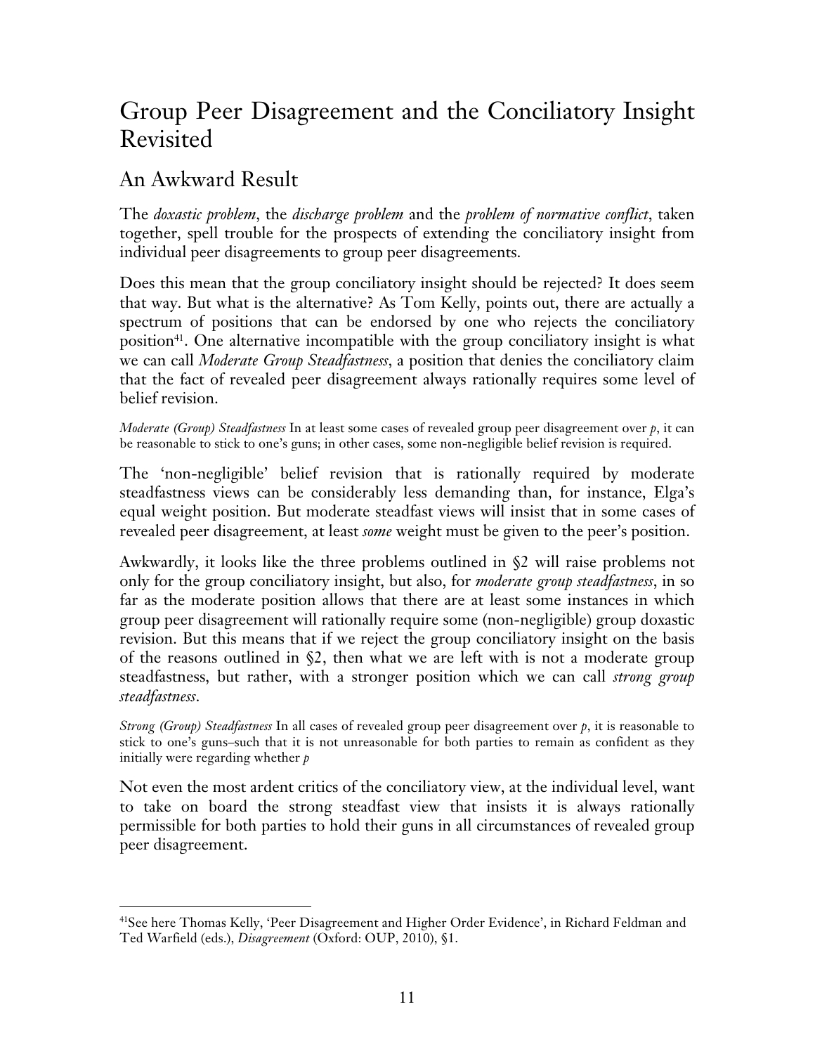# Group Peer Disagreement and the Conciliatory Insight Revisited

## An Awkward Result

The *doxastic problem*, the *discharge problem* and the *problem of normative conflict*, taken together, spell trouble for the prospects of extending the conciliatory insight from individual peer disagreements to group peer disagreements.

Does this mean that the group conciliatory insight should be rejected? It does seem that way. But what is the alternative? As Tom Kelly, points out, there are actually a spectrum of positions that can be endorsed by one who rejects the conciliatory position[41]. One alternative incompatible with the group conciliatory insight is what we can call *Moderate Group Steadfastness*, a position that denies the conciliatory claim that the fact of revealed peer disagreement always rationally requires some level of belief revision.

*Moderate (Group) Steadfastness* In at least some cases of revealed group peer disagreement over *p*, it can be reasonable to stick to one's guns; in other cases, some non-negligible belief revision is required.

The 'non-negligible' belief revision that is rationally required by moderate steadfastness views can be considerably less demanding than, for instance, Elga's equal weight position. But moderate steadfast views will insist that in some cases of revealed peer disagreement, at least *some* weight must be given to the peer's position.

Awkwardly, it looks like the three problems outlined in §2 will raise problems not only for the group conciliatory insight, but also, for *moderate group steadfastness*, in so far as the moderate position allows that there are at least some instances in which group peer disagreement will rationally require some (non-negligible) group doxastic revision. But this means that if we reject the group conciliatory insight on the basis of the reasons outlined in §2, then what we are left with is not a moderate group steadfastness, but rather, with a stronger position which we can call *strong group steadfastness*.

*Strong (Group) Steadfastness* In all cases of revealed group peer disagreement over *p*, it is reasonable to stick to one's guns–such that it is not unreasonable for both parties to remain as confident as they initially were regarding whether *p*

Not even the most ardent critics of the conciliatory view, at the individual level, want to take on board the strong steadfast view that insists it is always rationally permissible for both parties to hold their guns in all circumstances of revealed group peer disagreement.

---

[41]See here Thomas Kelly, 'Peer Disagreement and Higher Order Evidence', in Richard Feldman and Ted Warfield (eds.), *Disagreement* (Oxford: OUP, 2010), §1.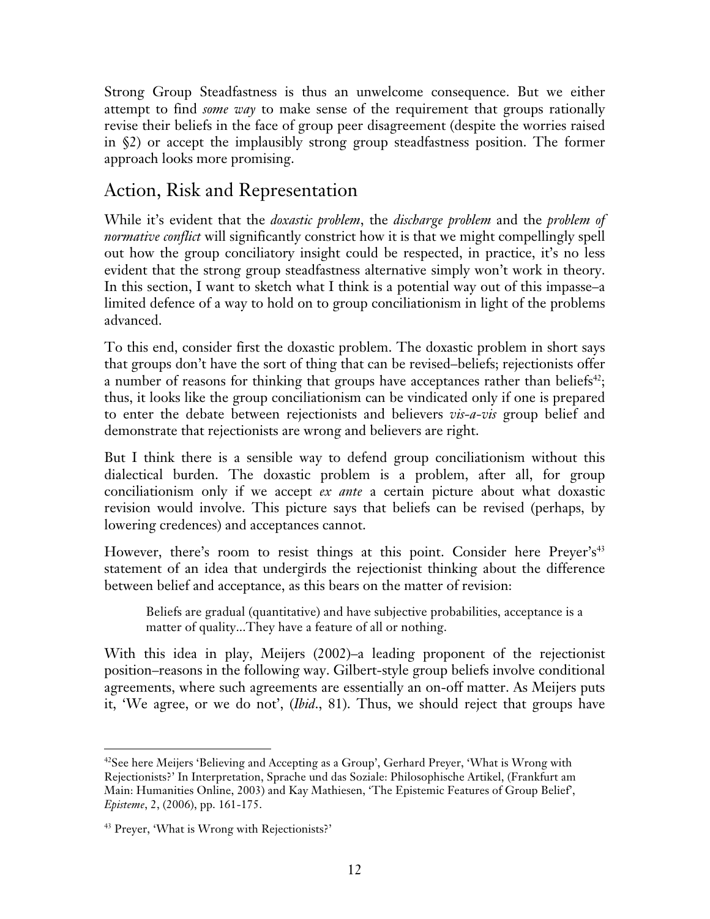Strong Group Steadfastness is thus an unwelcome consequence. But we either attempt to find *some way* to make sense of the requirement that groups rationally revise their beliefs in the face of group peer disagreement (despite the worries raised in §2) or accept the implausibly strong group steadfastness position. The former approach looks more promising.

## Action, Risk and Representation

While it's evident that the *doxastic problem*, the *discharge problem* and the *problem of normative conflict* will significantly constrict how it is that we might compellingly spell out how the group conciliatory insight could be respected, in practice, it's no less evident that the strong group steadfastness alternative simply won't work in theory. In this section, I want to sketch what I think is a potential way out of this impasse–a limited defence of a way to hold on to group conciliationism in light of the problems advanced.

To this end, consider first the doxastic problem. The doxastic problem in short says that groups don't have the sort of thing that can be revised–beliefs; rejectionists offer a number of reasons for thinking that groups have acceptances rather than beliefs[42]; thus, it looks like the group conciliationism can be vindicated only if one is prepared to enter the debate between rejectionists and believers *vis-a-vis* group belief and demonstrate that rejectionists are wrong and believers are right.

But I think there is a sensible way to defend group conciliationism without this dialectical burden. The doxastic problem is a problem, after all, for group conciliationism only if we accept *ex ante* a certain picture about what doxastic revision would involve. This picture says that beliefs can be revised (perhaps, by lowering credences) and acceptances cannot.

However, there's room to resist things at this point. Consider here Preyer's[43] statement of an idea that undergirds the rejectionist thinking about the difference between belief and acceptance, as this bears on the matter of revision:

> Beliefs are gradual (quantitative) and have subjective probabilities, acceptance is a matter of quality...They have a feature of all or nothing.

With this idea in play, Meijers (2002)–a leading proponent of the rejectionist position–reasons in the following way. Gilbert-style group beliefs involve conditional agreements, where such agreements are essentially an on-off matter. As Meijers puts it, 'We agree, or we do not', (*Ibid*., 81). Thus, we should reject that groups have

---

[42]See here Meijers 'Believing and Accepting as a Group', Gerhard Preyer, 'What is Wrong with Rejectionists?' In Interpretation, Sprache und das Soziale: Philosophische Artikel, (Frankfurt am Main: Humanities Online, 2003) and Kay Mathiesen, 'The Epistemic Features of Group Belief', *Episteme*, 2, (2006), pp. 161-175.

[43] Preyer, 'What is Wrong with Rejectionists?'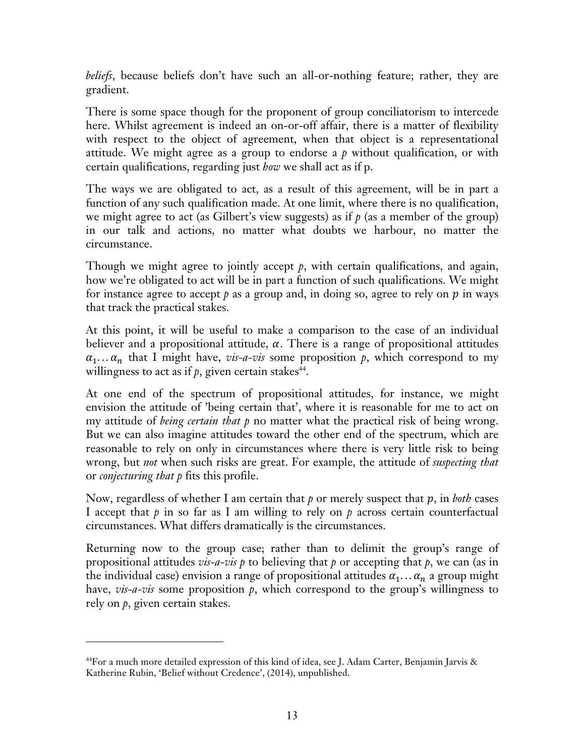*beliefs*, because beliefs don't have such an all-or-nothing feature; rather, they are gradient.

There is some space though for the proponent of group conciliatorism to intercede here. Whilst agreement is indeed an on-or-off affair, there is a matter of flexibility with respect to the object of agreement, when that object is a representational attitude. We might agree as a group to endorse a *p* without qualification, or with certain qualifications, regarding just *how* we shall act as if p.

The ways we are obligated to act, as a result of this agreement, will be in part a function of any such qualification made. At one limit, where there is no qualification, we might agree to act (as Gilbert's view suggests) as if *p* (as a member of the group) in our talk and actions, no matter what doubts we harbour, no matter the circumstance.

Though we might agree to jointly accept *p*, with certain qualifications, and again, how we're obligated to act will be in part a function of such qualifications. We might for instance agree to accept *p* as a group and, in doing so, agree to rely on $p$ in ways that track the practical stakes.

At this point, it will be useful to make a comparison to the case of an individual believer and a propositional attitude, $\alpha$. There is a range of propositional attitudes $\alpha_1 \ldots \alpha_n$ that I might have, *vis-a-vis* some proposition *p*, which correspond to my willingness to act as if *p*, given certain stakes[44].

At one end of the spectrum of propositional attitudes, for instance, we might envision the attitude of 'being certain that', where it is reasonable for me to act on my attitude of *being certain that p* no matter what the practical risk of being wrong. But we can also imagine attitudes toward the other end of the spectrum, which are reasonable to rely on only in circumstances where there is very little risk to being wrong, but *not* when such risks are great. For example, the attitude of *suspecting that* or *conjecturing that p* fits this profile.

Now, regardless of whether I am certain that *p* or merely suspect that $p$, in *both* cases I accept that *p* in so far as I am willing to rely on *p* across certain counterfactual circumstances. What differs dramatically is the circumstances.

Returning now to the group case; rather than to delimit the group's range of propositional attitudes *vis-a-vis p* to believing that *p* or accepting that *p*, we can (as in the individual case) envision a range of propositional attitudes $\alpha_1 \ldots \alpha_n$ a group might have, *vis-a-vis* some proposition *p*, which correspond to the group's willingness to rely on *p*, given certain stakes.

---

[44]For a much more detailed expression of this kind of idea, see J. Adam Carter, Benjamin Jarvis & Katherine Rubin, 'Belief without Credence', (2014), unpublished.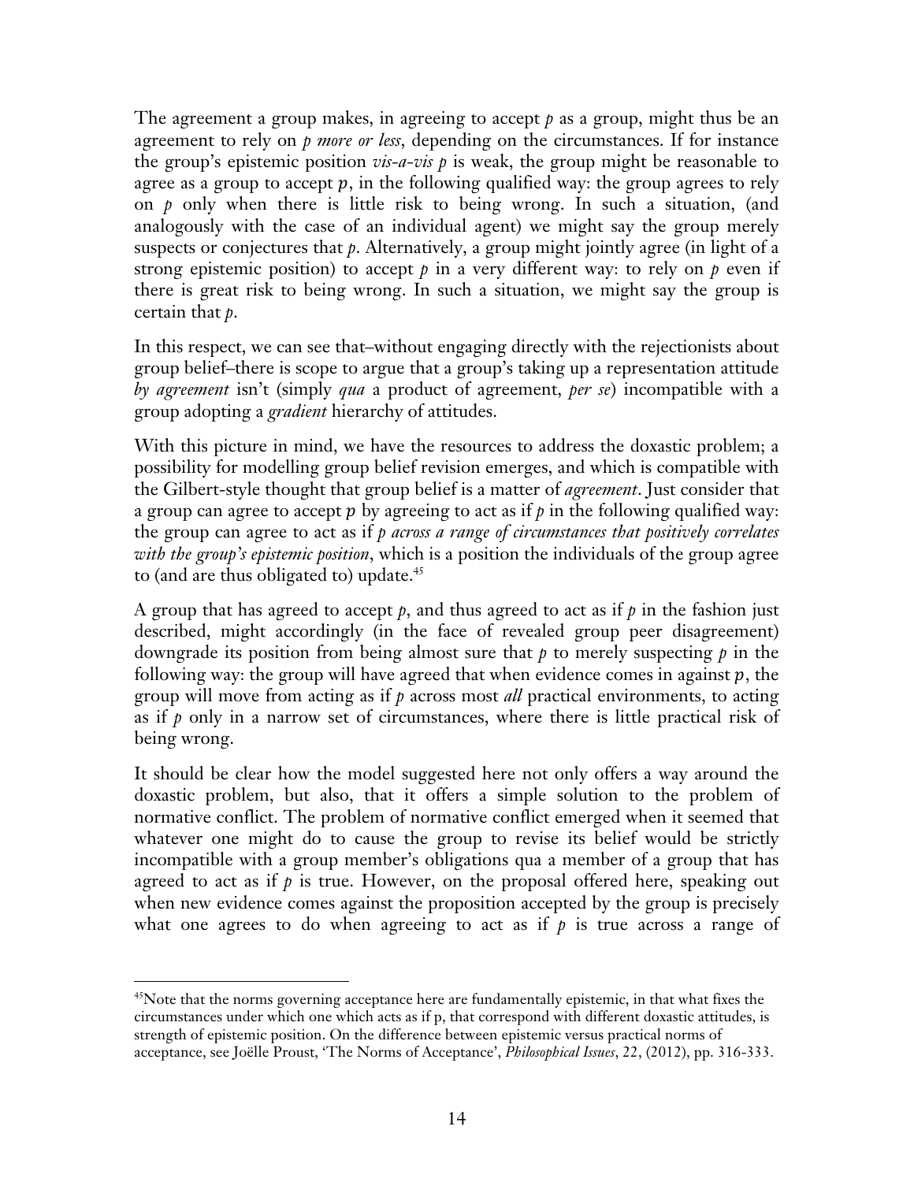The agreement a group makes, in agreeing to accept *p* as a group, might thus be an agreement to rely on *p more or less*, depending on the circumstances. If for instance the group's epistemic position *vis-a-vis p* is weak, the group might be reasonable to agree as a group to accept *p*, in the following qualified way: the group agrees to rely on *p* only when there is little risk to being wrong. In such a situation, (and analogously with the case of an individual agent) we might say the group merely suspects or conjectures that *p*. Alternatively, a group might jointly agree (in light of a strong epistemic position) to accept *p* in a very different way: to rely on *p* even if there is great risk to being wrong. In such a situation, we might say the group is certain that *p*.

In this respect, we can see that–without engaging directly with the rejectionists about group belief–there is scope to argue that a group's taking up a representation attitude *by agreement* isn't (simply *qua* a product of agreement, *per se*) incompatible with a group adopting a *gradient* hierarchy of attitudes.

With this picture in mind, we have the resources to address the doxastic problem; a possibility for modelling group belief revision emerges, and which is compatible with the Gilbert-style thought that group belief is a matter of *agreement*. Just consider that a group can agree to accept *p* by agreeing to act as if *p* in the following qualified way: the group can agree to act as if *p across a range of circumstances that positively correlates with the group's epistemic position*, which is a position the individuals of the group agree to (and are thus obligated to) update.[45]

A group that has agreed to accept *p*, and thus agreed to act as if *p* in the fashion just described, might accordingly (in the face of revealed group peer disagreement) downgrade its position from being almost sure that *p* to merely suspecting *p* in the following way: the group will have agreed that when evidence comes in against *p*, the group will move from acting as if *p* across most *all* practical environments, to acting as if *p* only in a narrow set of circumstances, where there is little practical risk of being wrong.

It should be clear how the model suggested here not only offers a way around the doxastic problem, but also, that it offers a simple solution to the problem of normative conflict. The problem of normative conflict emerged when it seemed that whatever one might do to cause the group to revise its belief would be strictly incompatible with a group member's obligations qua a member of a group that has agreed to act as if *p* is true. However, on the proposal offered here, speaking out when new evidence comes against the proposition accepted by the group is precisely what one agrees to do when agreeing to act as if *p* is true across a range of

[45]Note that the norms governing acceptance here are fundamentally epistemic, in that what fixes the circumstances under which one which acts as if p, that correspond with different doxastic attitudes, is strength of epistemic position. On the difference between epistemic versus practical norms of acceptance, see Joëlle Proust, 'The Norms of Acceptance', *Philosophical Issues*, 22, (2012), pp. 316-333.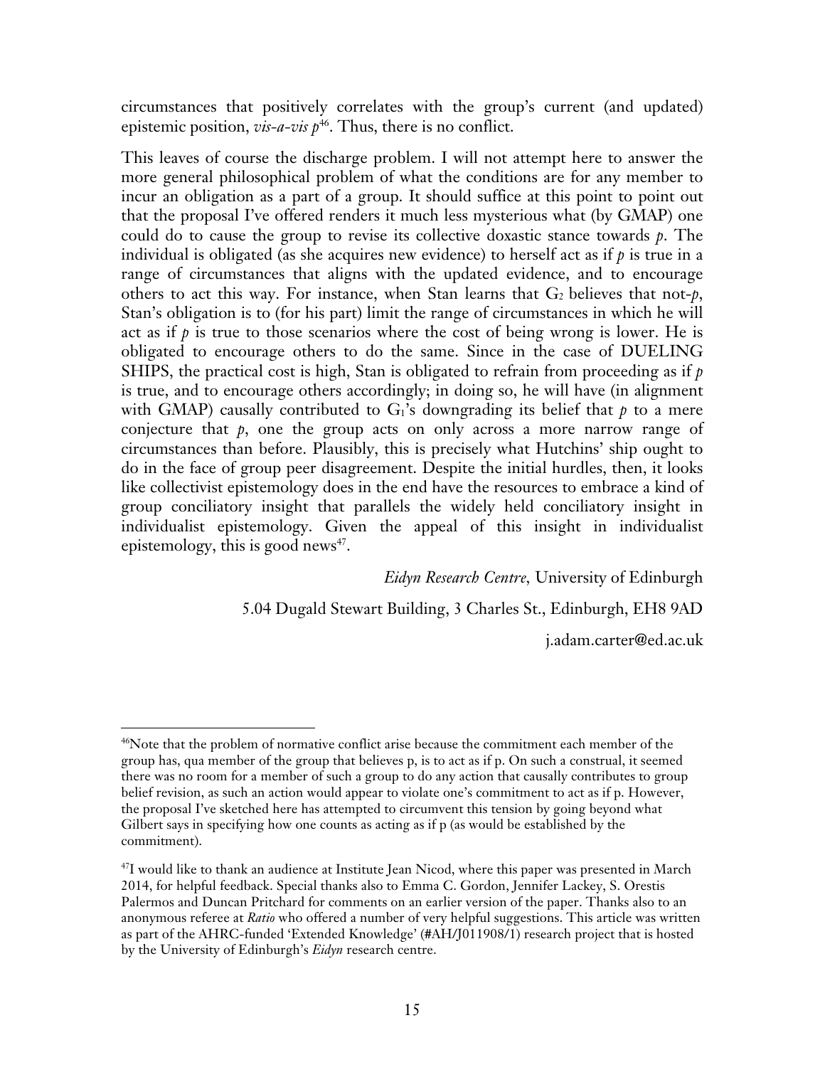circumstances that positively correlates with the group's current (and updated) epistemic position, *vis-a-vis p*[46]. Thus, there is no conflict.

This leaves of course the discharge problem. I will not attempt here to answer the more general philosophical problem of what the conditions are for any member to incur an obligation as a part of a group. It should suffice at this point to point out that the proposal I've offered renders it much less mysterious what (by GMAP) one could do to cause the group to revise its collective doxastic stance towards *p*. The individual is obligated (as she acquires new evidence) to herself act as if *p* is true in a range of circumstances that aligns with the updated evidence, and to encourage others to act this way. For instance, when Stan learns that $G_2$ believes that not-*p*, Stan's obligation is to (for his part) limit the range of circumstances in which he will act as if *p* is true to those scenarios where the cost of being wrong is lower. He is obligated to encourage others to do the same. Since in the case of DUELING SHIPS, the practical cost is high, Stan is obligated to refrain from proceeding as if *p* is true, and to encourage others accordingly; in doing so, he will have (in alignment with GMAP) causally contributed to $G_1$'s downgrading its belief that *p* to a mere conjecture that *p*, one the group acts on only across a more narrow range of circumstances than before. Plausibly, this is precisely what Hutchins' ship ought to do in the face of group peer disagreement. Despite the initial hurdles, then, it looks like collectivist epistemology does in the end have the resources to embrace a kind of group conciliatory insight that parallels the widely held conciliatory insight in individualist epistemology. Given the appeal of this insight in individualist epistemology, this is good news[47].

*Eidyn Research Centre*, University of Edinburgh

5.04 Dugald Stewart Building, 3 Charles St., Edinburgh, EH8 9AD

j.adam.carter@ed.ac.uk

---

[46]Note that the problem of normative conflict arise because the commitment each member of the group has, qua member of the group that believes p, is to act as if p. On such a construal, it seemed there was no room for a member of such a group to do any action that causally contributes to group belief revision, as such an action would appear to violate one's commitment to act as if p. However, the proposal I've sketched here has attempted to circumvent this tension by going beyond what Gilbert says in specifying how one counts as acting as if p (as would be established by the commitment).

[47]I would like to thank an audience at Institute Jean Nicod, where this paper was presented in March 2014, for helpful feedback. Special thanks also to Emma C. Gordon, Jennifer Lackey, S. Orestis Palermos and Duncan Pritchard for comments on an earlier version of the paper. Thanks also to an anonymous referee at *Ratio* who offered a number of very helpful suggestions. This article was written as part of the AHRC-funded 'Extended Knowledge' (#AH/J011908/1) research project that is hosted by the University of Edinburgh's *Eidyn* research centre.